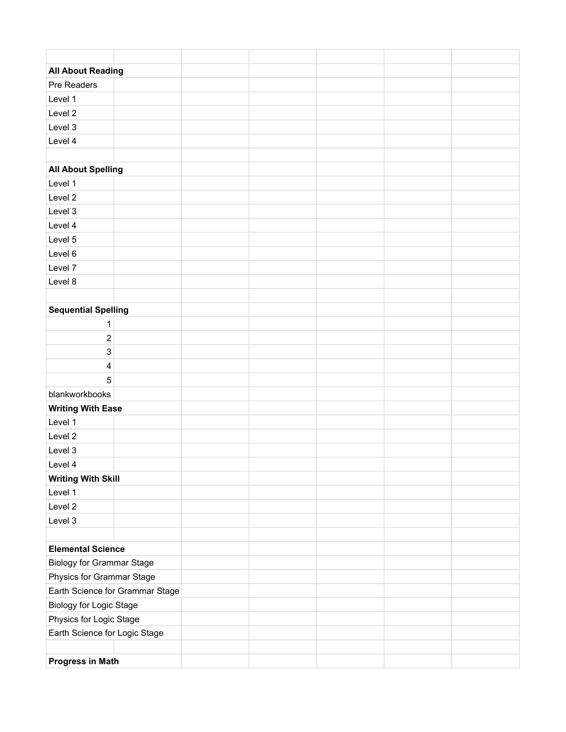| | | | | | | |
|---|---|---|---|---|---|---|
| **All About Reading** | | | | | | |
| Pre Readers | | | | | | |
| Level 1 | | | | | | |
| Level 2 | | | | | | |
| Level 3 | | | | | | |
| Level 4 | | | | | | |
| | | | | | | |
| **All About Spelling** | | | | | | |
| Level 1 | | | | | | |
| Level 2 | | | | | | |
| Level 3 | | | | | | |
| Level 4 | | | | | | |
| Level 5 | | | | | | |
| Level 6 | | | | | | |
| Level 7 | | | | | | |
| Level 8 | | | | | | |
| | | | | | | |
| **Sequential Spelling** | | | | | | |
| 1 | | | | | | |
| 2 | | | | | | |
| 3 | | | | | | |
| 4 | | | | | | |
| 5 | | | | | | |
| blankworkbooks | | | | | | |
| **Writing With Ease** | | | | | | |
| Level 1 | | | | | | |
| Level 2 | | | | | | |
| Level 3 | | | | | | |
| Level 4 | | | | | | |
| **Writing With Skill** | | | | | | |
| Level 1 | | | | | | |
| Level 2 | | | | | | |
| Level 3 | | | | | | |
| | | | | | | |
| **Elemental Science** | | | | | | |
| Biology for Grammar Stage | | | | | | |
| Physics for Grammar Stage | | | | | | |
| Earth Science for Grammar Stage | | | | | | |
| Biology for Logic Stage | | | | | | |
| Physics for Logic Stage | | | | | | |
| Earth Science for Logic Stage | | | | | | |
| | | | | | | |
| **Progress in Math** | | | | | | |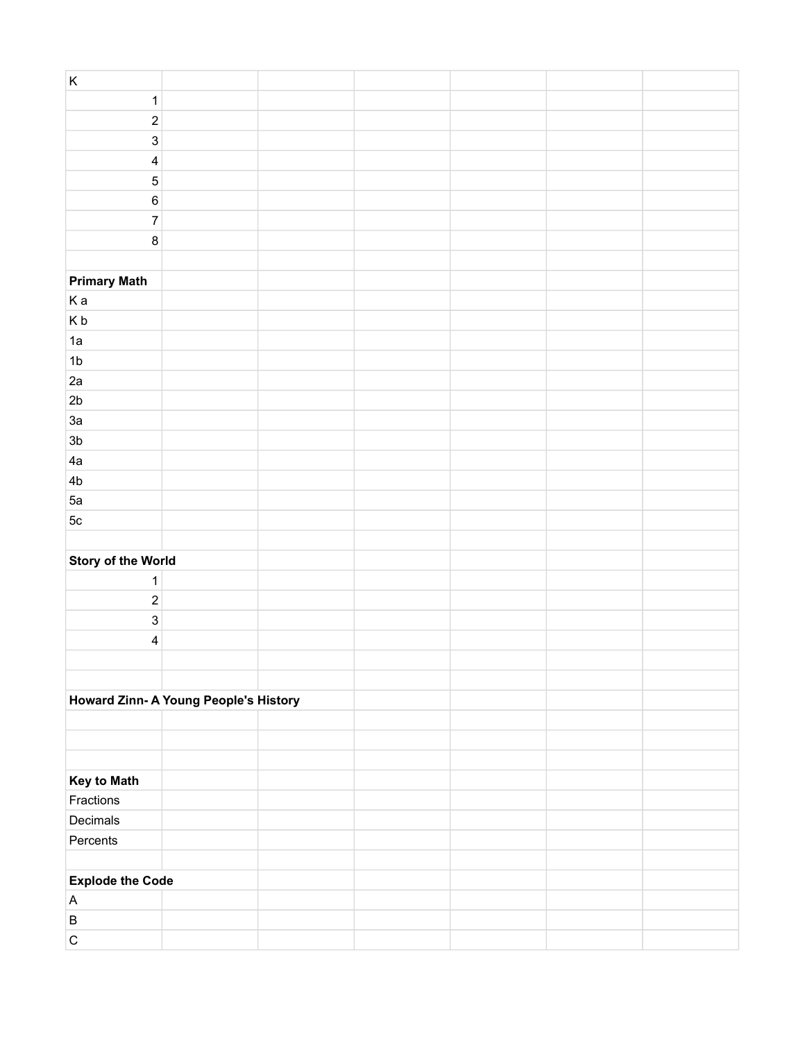| K | | | | | | |
|---|---|---|---|---|---|---|
| 1 | | | | | | |
| 2 | | | | | | |
| 3 | | | | | | |
| 4 | | | | | | |
| 5 | | | | | | |
| 6 | | | | | | |
| 7 | | | | | | |
| 8 | | | | | | |
| | | | | | | |
| **Primary Math** | | | | | | |
| K a | | | | | | |
| K b | | | | | | |
| 1a | | | | | | |
| 1b | | | | | | |
| 2a | | | | | | |
| 2b | | | | | | |
| 3a | | | | | | |
| 3b | | | | | | |
| 4a | | | | | | |
| 4b | | | | | | |
| 5a | | | | | | |
| 5c | | | | | | |
| | | | | | | |
| **Story of the World** | | | | | | |
| 1 | | | | | | |
| 2 | | | | | | |
| 3 | | | | | | |
| 4 | | | | | | |
| | | | | | | |
| | | | | | | |
| **Howard Zinn- A Young People's History** | | | | | | |
| | | | | | | |
| | | | | | | |
| | | | | | | |
| **Key to Math** | | | | | | |
| Fractions | | | | | | |
| Decimals | | | | | | |
| Percents | | | | | | |
| | | | | | | |
| **Explode the Code** | | | | | | |
| A | | | | | | |
| B | | | | | | |
| C | | | | | | |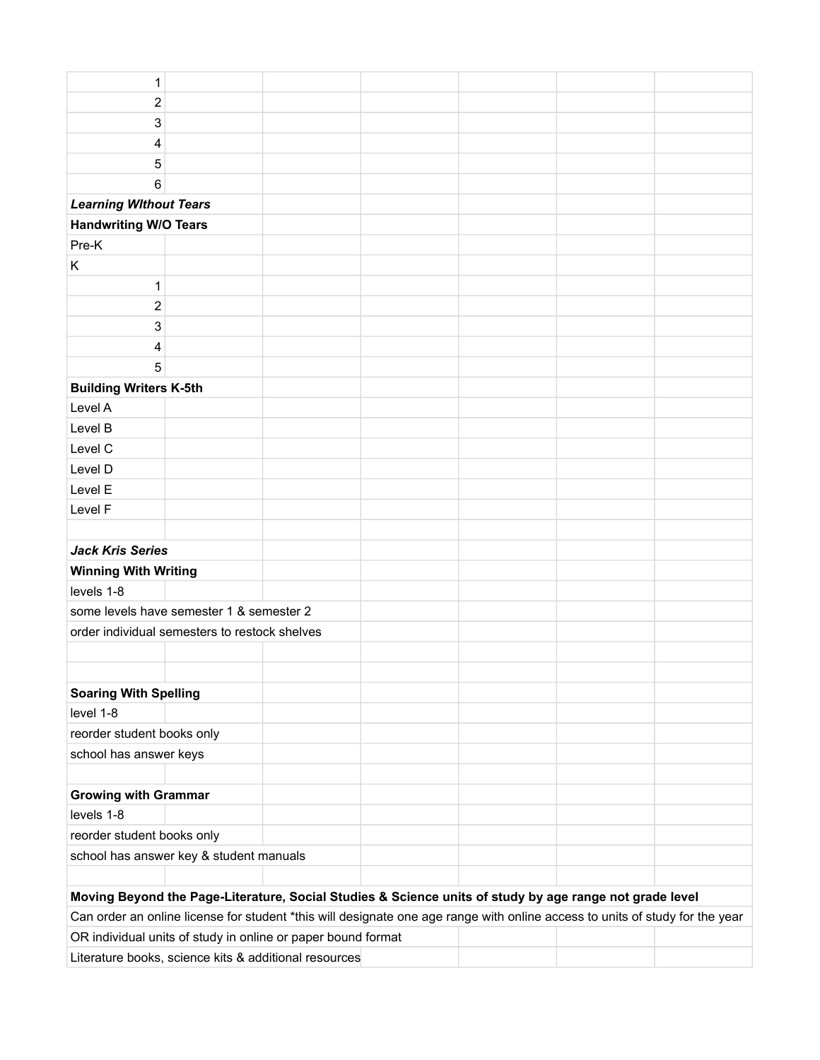| | | | | | | |
|---|---|---|---|---|---|---|
| 1 | | | | | | |
| 2 | | | | | | |
| 3 | | | | | | |
| 4 | | | | | | |
| 5 | | | | | | |
| 6 | | | | | | |
| ***Learning WIthout Tears*** | | | | | | |
| **Handwriting W/O Tears** | | | | | | |
| Pre-K | | | | | | |
| K | | | | | | |
| 1 | | | | | | |
| 2 | | | | | | |
| 3 | | | | | | |
| 4 | | | | | | |
| 5 | | | | | | |
| **Building Writers K-5th** | | | | | | |
| Level A | | | | | | |
| Level B | | | | | | |
| Level C | | | | | | |
| Level D | | | | | | |
| Level E | | | | | | |
| Level F | | | | | | |
| | | | | | | |
| ***Jack Kris Series*** | | | | | | |
| **Winning With Writing** | | | | | | |
| levels 1-8 | | | | | | |
| some levels have semester 1 & semester 2 | | | | | | |
| order individual semesters to restock shelves | | | | | | |
| | | | | | | |
| | | | | | | |
| **Soaring With Spelling** | | | | | | |
| level 1-8 | | | | | | |
| reorder student books only | | | | | | |
| school has answer keys | | | | | | |
| | | | | | | |
| **Growing with Grammar** | | | | | | |
| levels 1-8 | | | | | | |
| reorder student books only | | | | | | |
| school has answer key & student manuals | | | | | | |
| | | | | | | |
| **Moving Beyond the Page-Literature, Social Studies & Science units of study by age range not grade level** | | | | | | |
| Can order an online license for student *this will designate one age range with online access to units of study for the year | | | | | | |
| OR individual units of study in online or paper bound format | | | | | | |
| Literature books, science kits & additional resources | | | | | | |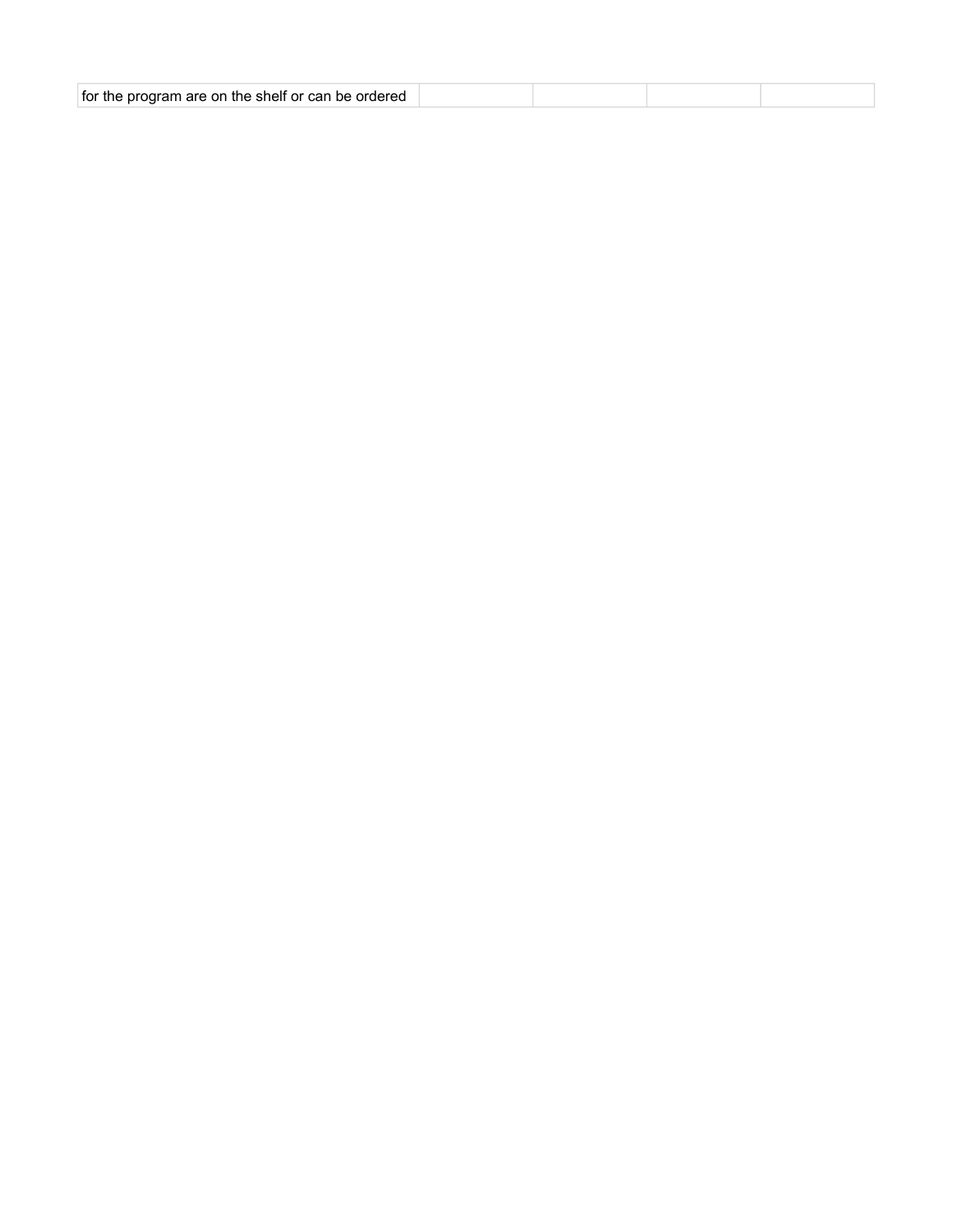| | | | | |
|---|---|---|---|---|
| for the program are on the shelf or can be ordered | | | | |